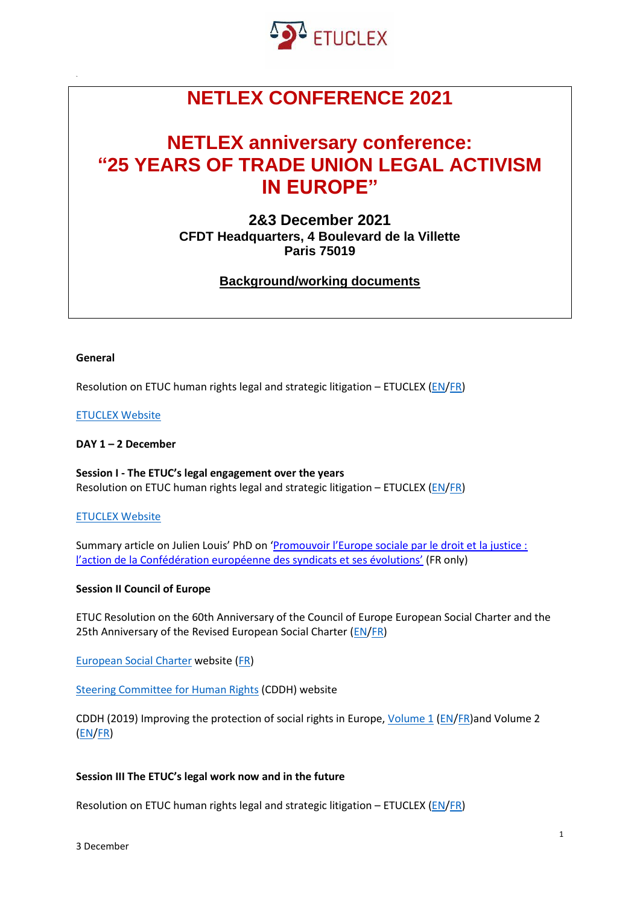# NETLEX CONFERENCE 2021

## NETLEX anniversary conference: "25 YEARS OF TRADE UNION LEGAL ACTIVISM IN EUROPE"

**2&3 December 2021**
**CFDT Headquarters, 4 Boulevard de la Villette**
**Paris 75019**

**Background/working documents**

**General**

Resolution on ETUC human rights legal and strategic litigation – ETUCLEX (EN/FR)

ETUCLEX Website

**DAY 1 – 2 December**

**Session I - The ETUC's legal engagement over the years**
Resolution on ETUC human rights legal and strategic litigation – ETUCLEX (EN/FR)

ETUCLEX Website

Summary article on Julien Louis' PhD on 'Promouvoir l'Europe sociale par le droit et la justice : l'action de la Confédération européenne des syndicats et ses évolutions' (FR only)

**Session II Council of Europe**

ETUC Resolution on the 60th Anniversary of the Council of Europe European Social Charter and the 25th Anniversary of the Revised European Social Charter (EN/FR)

European Social Charter website (FR)

Steering Committee for Human Rights (CDDH) website

CDDH (2019) Improving the protection of social rights in Europe, Volume 1 (EN/FR)and Volume 2 (EN/FR)

**Session III The ETUC's legal work now and in the future**

Resolution on ETUC human rights legal and strategic litigation – ETUCLEX (EN/FR)

3 December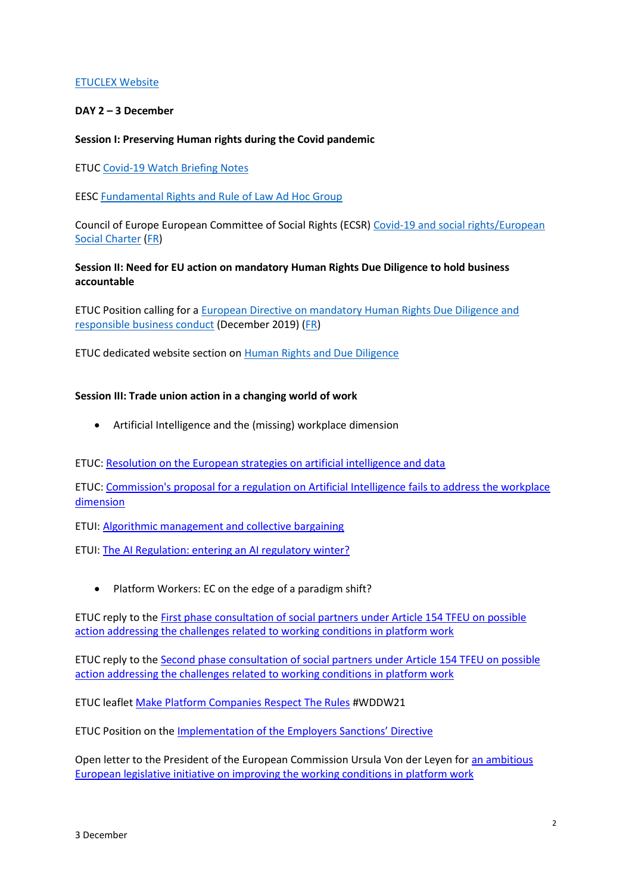ETUCLEX Website

**DAY 2 – 3 December**

**Session I: Preserving Human rights during the Covid pandemic**

ETUC Covid-19 Watch Briefing Notes

EESC Fundamental Rights and Rule of Law Ad Hoc Group

Council of Europe European Committee of Social Rights (ECSR) Covid-19 and social rights/European Social Charter (FR)

**Session II: Need for EU action on mandatory Human Rights Due Diligence to hold business accountable**

ETUC Position calling for a European Directive on mandatory Human Rights Due Diligence and responsible business conduct (December 2019) (FR)

ETUC dedicated website section on Human Rights and Due Diligence

**Session III: Trade union action in a changing world of work**

- Artificial Intelligence and the (missing) workplace dimension

ETUC: Resolution on the European strategies on artificial intelligence and data

ETUC: Commission's proposal for a regulation on Artificial Intelligence fails to address the workplace dimension

ETUI: Algorithmic management and collective bargaining

ETUI: The AI Regulation: entering an AI regulatory winter?

- Platform Workers: EC on the edge of a paradigm shift?

ETUC reply to the First phase consultation of social partners under Article 154 TFEU on possible action addressing the challenges related to working conditions in platform work

ETUC reply to the Second phase consultation of social partners under Article 154 TFEU on possible action addressing the challenges related to working conditions in platform work

ETUC leaflet Make Platform Companies Respect The Rules #WDDW21

ETUC Position on the Implementation of the Employers Sanctions' Directive

Open letter to the President of the European Commission Ursula Von der Leyen for an ambitious European legislative initiative on improving the working conditions in platform work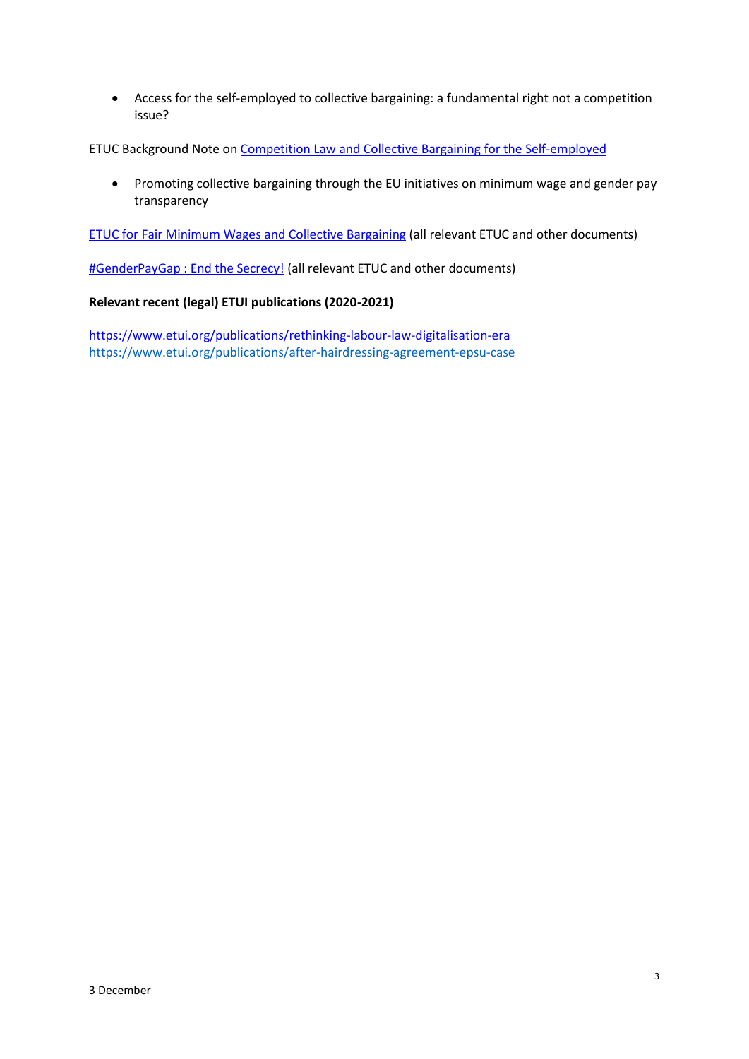- Access for the self-employed to collective bargaining: a fundamental right not a competition issue?

ETUC Background Note on Competition Law and Collective Bargaining for the Self-employed

- Promoting collective bargaining through the EU initiatives on minimum wage and gender pay transparency

ETUC for Fair Minimum Wages and Collective Bargaining (all relevant ETUC and other documents)

#GenderPayGap : End the Secrecy! (all relevant ETUC and other documents)

**Relevant recent (legal) ETUI publications (2020-2021)**

https://www.etui.org/publications/rethinking-labour-law-digitalisation-era
https://www.etui.org/publications/after-hairdressing-agreement-epsu-case

3 December